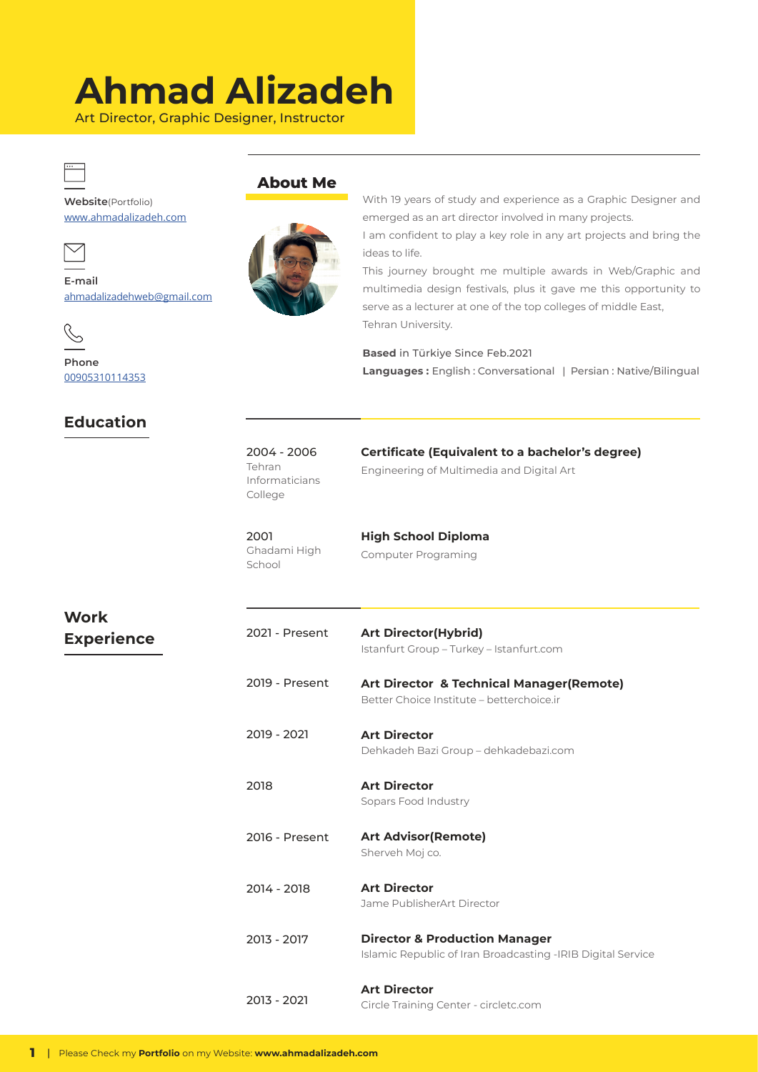# Ahmad Alizadeh

Art Director, Graphic Designer, Instructor

**Website**(Portfolio)
www.ahmadalizadeh.com

**E-mail**
ahmadalizadehweb@gmail.com

**Phone**
00905310114353

## About Me

With 19 years of study and experience as a Graphic Designer and emerged as an art director involved in many projects.
I am confident to play a key role in any art projects and bring the ideas to life.
This journey brought me multiple awards in Web/Graphic and multimedia design festivals, plus it gave me this opportunity to serve as a lecturer at one of the top colleges of middle East, Tehran University.

**Based** in Türkiye Since Feb.2021
**Languages :** English : Conversational | Persian : Native/Bilingual

## Education

2004 - 2006
Tehran Informaticians College
**Certificate (Equivalent to a bachelor's degree)**
Engineering of Multimedia and Digital Art

2001
Ghadami High School
**High School Diploma**
Computer Programing

## Work Experience

2021 - Present
**Art Director(Hybrid)**
Istanfurt Group – Turkey – Istanfurt.com

2019 - Present
**Art Director & Technical Manager(Remote)**
Better Choice Institute – betterchoice.ir

2019 - 2021
**Art Director**
Dehkadeh Bazi Group – dehkadebazi.com

2018
**Art Director**
Sopars Food Industry

2016 - Present
**Art Advisor(Remote)**
Sherveh Moj co.

2014 - 2018
**Art Director**
Jame PublisherArt Director

2013 - 2017
**Director & Production Manager**
Islamic Republic of Iran Broadcasting -IRIB Digital Service

2013 - 2021
**Art Director**
Circle Training Center - circletc.com

Please Check my **Portfolio** on my Website: **www.ahmadalizadeh.com**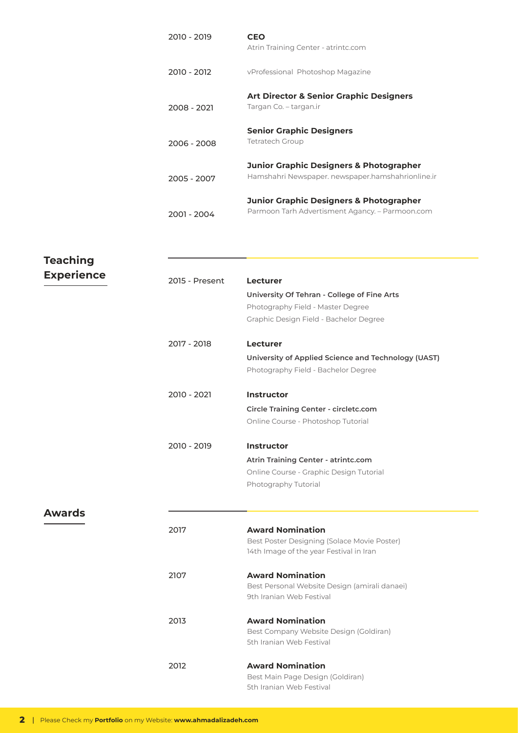2010 - 2019 **CEO**
Atrin Training Center - atrintc.com

2010 - 2012 vProfessional Photoshop Magazine

2008 - 2021 **Art Director & Senior Graphic Designers**
Targan Co. – targan.ir

2006 - 2008 **Senior Graphic Designers**
Tetratech Group

2005 - 2007 **Junior Graphic Designers & Photographer**
Hamshahri Newspaper. newspaper.hamshahrionline.ir

2001 - 2004 **Junior Graphic Designers & Photographer**
Parmoon Tarh Advertisment Agancy. – Parmoon.com

## Teaching Experience

2015 - Present **Lecturer**
**University Of Tehran - College of Fine Arts**
Photography Field - Master Degree
Graphic Design Field - Bachelor Degree

2017 - 2018 **Lecturer**
**University of Applied Science and Technology (UAST)**
Photography Field - Bachelor Degree

2010 - 2021 **Instructor**
**Circle Training Center - circletc.com**
Online Course - Photoshop Tutorial

2010 - 2019 **Instructor**
**Atrin Training Center - atrintc.com**
Online Course - Graphic Design Tutorial
Photography Tutorial

## Awards

2017 **Award Nomination**
Best Poster Designing (Solace Movie Poster)
14th Image of the year Festival in Iran

2107 **Award Nomination**
Best Personal Website Design (amirali danaei)
9th Iranian Web Festival

2013 **Award Nomination**
Best Company Website Design (Goldiran)
5th Iranian Web Festival

2012 **Award Nomination**
Best Main Page Design (Goldiran)
5th Iranian Web Festival

Please Check my **Portfolio** on my Website: **www.ahmadalizadeh.com**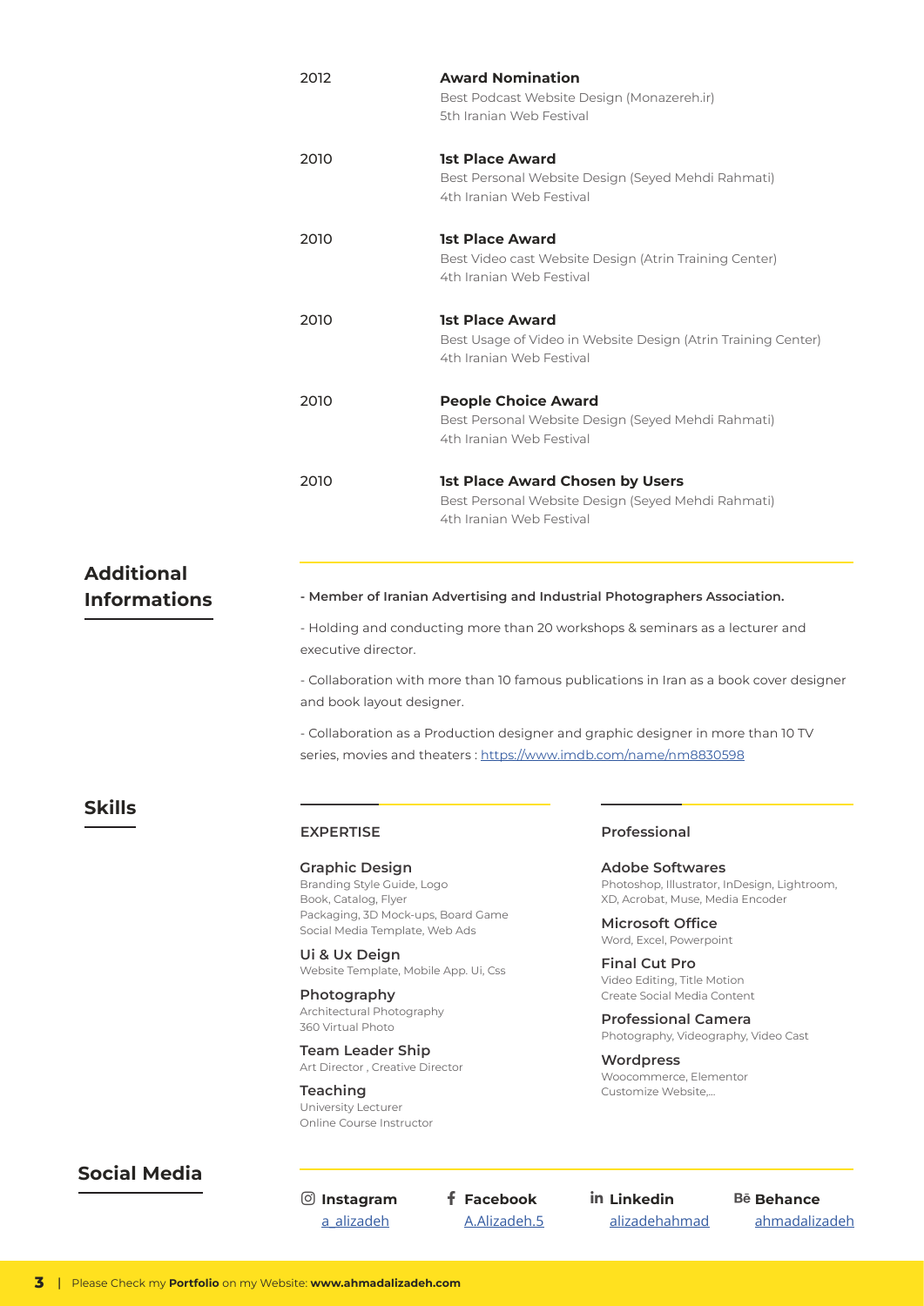| | |
|---|---|
| 2012 | **Award Nomination**<br>Best Podcast Website Design (Monazereh.ir)<br>5th Iranian Web Festival |
| 2010 | **1st Place Award**<br>Best Personal Website Design (Seyed Mehdi Rahmati)<br>4th Iranian Web Festival |
| 2010 | **1st Place Award**<br>Best Video cast Website Design (Atrin Training Center)<br>4th Iranian Web Festival |
| 2010 | **1st Place Award**<br>Best Usage of Video in Website Design (Atrin Training Center)<br>4th Iranian Web Festival |
| 2010 | **People Choice Award**<br>Best Personal Website Design (Seyed Mehdi Rahmati)<br>4th Iranian Web Festival |
| 2010 | **1st Place Award Chosen by Users**<br>Best Personal Website Design (Seyed Mehdi Rahmati)<br>4th Iranian Web Festival |

## Additional Informations

**- Member of Iranian Advertising and Industrial Photographers Association.**

- Holding and conducting more than 20 workshops & seminars as a lecturer and executive director.

- Collaboration with more than 10 famous publications in Iran as a book cover designer and book layout designer.

- Collaboration as a Production designer and graphic designer in more than 10 TV series, movies and theaters : https://www.imdb.com/name/nm8830598

## Skills

### EXPERTISE

**Graphic Design**
Branding Style Guide, Logo
Book, Catalog, Flyer
Packaging, 3D Mock-ups, Board Game
Social Media Template, Web Ads

**Ui & Ux Deign**
Website Template, Mobile App. Ui, Css

**Photography**
Architectural Photography
360 Virtual Photo

**Team Leader Ship**
Art Director , Creative Director

**Teaching**
University Lecturer
Online Course Instructor

### Professional

**Adobe Softwares**
Photoshop, Illustrator, InDesign, Lightroom, XD, Acrobat, Muse, Media Encoder

**Microsoft Office**
Word, Excel, Powerpoint

**Final Cut Pro**
Video Editing, Title Motion
Create Social Media Content

**Professional Camera**
Photography, Videography, Video Cast

**Wordpress**
Woocommerce, Elementor
Customize Website,...

## Social Media

**Instagram** a_alizadeh

**Facebook** A.Alizadeh.5

**Linkedin** alizadehahmad

**Behance** ahmadalizadeh

Please Check my **Portfolio** on my Website: **www.ahmadalizadeh.com**